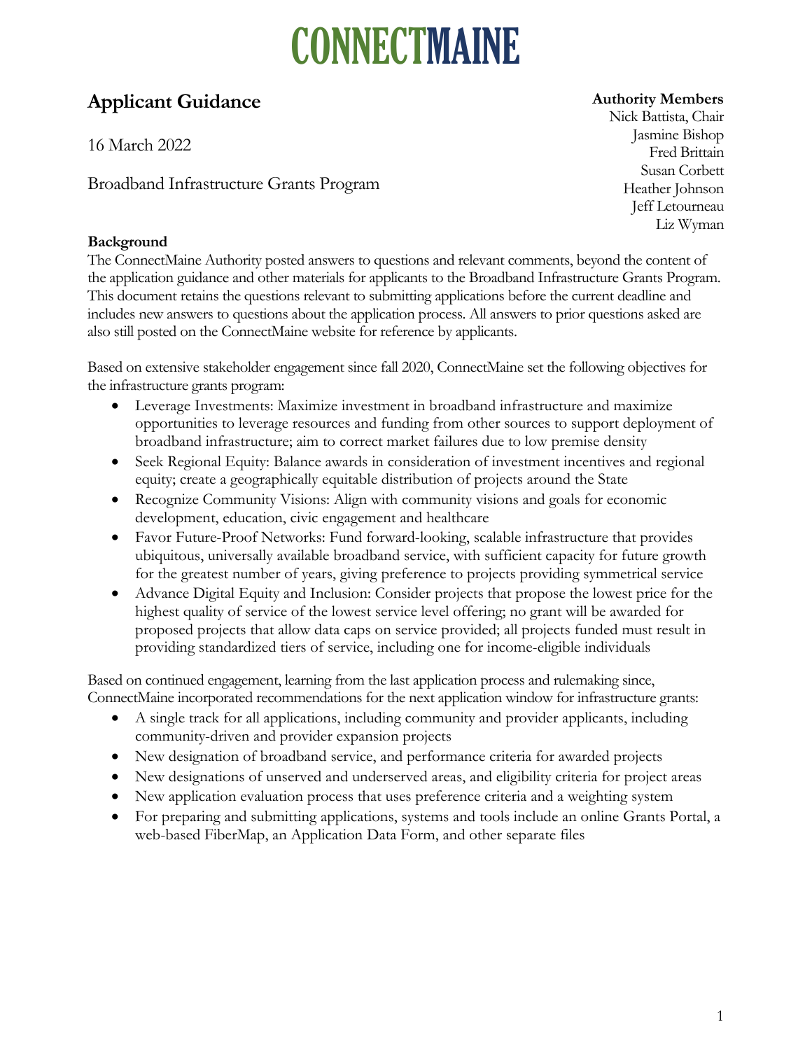# CONNECTMAINE

## Applicant Guidance

16 March 2022

Broadband Infrastructure Grants Program

**Authority Members**
Nick Battista, Chair
Jasmine Bishop
Fred Brittain
Susan Corbett
Heather Johnson
Jeff Letourneau
Liz Wyman

**Background**

The ConnectMaine Authority posted answers to questions and relevant comments, beyond the content of the application guidance and other materials for applicants to the Broadband Infrastructure Grants Program. This document retains the questions relevant to submitting applications before the current deadline and includes new answers to questions about the application process. All answers to prior questions asked are also still posted on the ConnectMaine website for reference by applicants.

Based on extensive stakeholder engagement since fall 2020, ConnectMaine set the following objectives for the infrastructure grants program:

- Leverage Investments: Maximize investment in broadband infrastructure and maximize opportunities to leverage resources and funding from other sources to support deployment of broadband infrastructure; aim to correct market failures due to low premise density
- Seek Regional Equity: Balance awards in consideration of investment incentives and regional equity; create a geographically equitable distribution of projects around the State
- Recognize Community Visions: Align with community visions and goals for economic development, education, civic engagement and healthcare
- Favor Future-Proof Networks: Fund forward-looking, scalable infrastructure that provides ubiquitous, universally available broadband service, with sufficient capacity for future growth for the greatest number of years, giving preference to projects providing symmetrical service
- Advance Digital Equity and Inclusion: Consider projects that propose the lowest price for the highest quality of service of the lowest service level offering; no grant will be awarded for proposed projects that allow data caps on service provided; all projects funded must result in providing standardized tiers of service, including one for income-eligible individuals

Based on continued engagement, learning from the last application process and rulemaking since, ConnectMaine incorporated recommendations for the next application window for infrastructure grants:

- A single track for all applications, including community and provider applicants, including community-driven and provider expansion projects
- New designation of broadband service, and performance criteria for awarded projects
- New designations of unserved and underserved areas, and eligibility criteria for project areas
- New application evaluation process that uses preference criteria and a weighting system
- For preparing and submitting applications, systems and tools include an online Grants Portal, a web-based FiberMap, an Application Data Form, and other separate files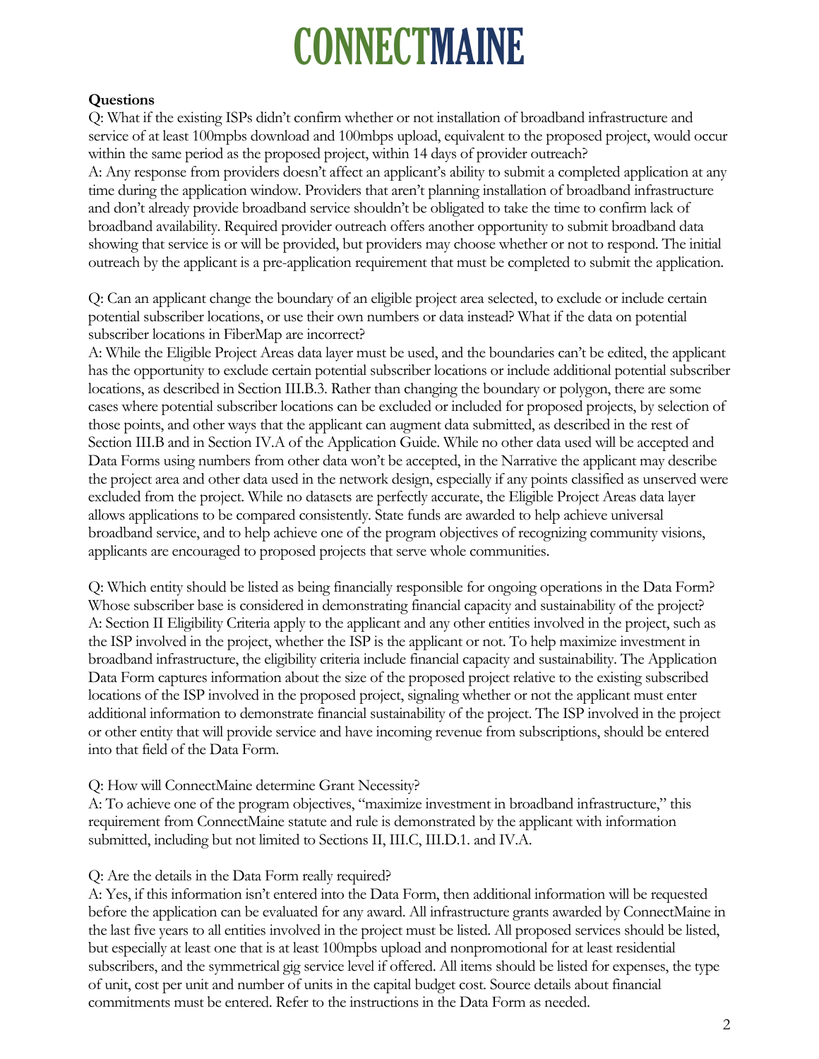**Questions**

Q: What if the existing ISPs didn't confirm whether or not installation of broadband infrastructure and service of at least 100mpbs download and 100mbps upload, equivalent to the proposed project, would occur within the same period as the proposed project, within 14 days of provider outreach?

A: Any response from providers doesn't affect an applicant's ability to submit a completed application at any time during the application window. Providers that aren't planning installation of broadband infrastructure and don't already provide broadband service shouldn't be obligated to take the time to confirm lack of broadband availability. Required provider outreach offers another opportunity to submit broadband data showing that service is or will be provided, but providers may choose whether or not to respond. The initial outreach by the applicant is a pre-application requirement that must be completed to submit the application.

Q: Can an applicant change the boundary of an eligible project area selected, to exclude or include certain potential subscriber locations, or use their own numbers or data instead? What if the data on potential subscriber locations in FiberMap are incorrect?

A: While the Eligible Project Areas data layer must be used, and the boundaries can't be edited, the applicant has the opportunity to exclude certain potential subscriber locations or include additional potential subscriber locations, as described in Section III.B.3. Rather than changing the boundary or polygon, there are some cases where potential subscriber locations can be excluded or included for proposed projects, by selection of those points, and other ways that the applicant can augment data submitted, as described in the rest of Section III.B and in Section IV.A of the Application Guide. While no other data used will be accepted and Data Forms using numbers from other data won't be accepted, in the Narrative the applicant may describe the project area and other data used in the network design, especially if any points classified as unserved were excluded from the project. While no datasets are perfectly accurate, the Eligible Project Areas data layer allows applications to be compared consistently. State funds are awarded to help achieve universal broadband service, and to help achieve one of the program objectives of recognizing community visions, applicants are encouraged to proposed projects that serve whole communities.

Q: Which entity should be listed as being financially responsible for ongoing operations in the Data Form? Whose subscriber base is considered in demonstrating financial capacity and sustainability of the project?

A: Section II Eligibility Criteria apply to the applicant and any other entities involved in the project, such as the ISP involved in the project, whether the ISP is the applicant or not. To help maximize investment in broadband infrastructure, the eligibility criteria include financial capacity and sustainability. The Application Data Form captures information about the size of the proposed project relative to the existing subscribed locations of the ISP involved in the proposed project, signaling whether or not the applicant must enter additional information to demonstrate financial sustainability of the project. The ISP involved in the project or other entity that will provide service and have incoming revenue from subscriptions, should be entered into that field of the Data Form.

Q: How will ConnectMaine determine Grant Necessity?

A: To achieve one of the program objectives, "maximize investment in broadband infrastructure," this requirement from ConnectMaine statute and rule is demonstrated by the applicant with information submitted, including but not limited to Sections II, III.C, III.D.1. and IV.A.

Q: Are the details in the Data Form really required?

A: Yes, if this information isn't entered into the Data Form, then additional information will be requested before the application can be evaluated for any award. All infrastructure grants awarded by ConnectMaine in the last five years to all entities involved in the project must be listed. All proposed services should be listed, but especially at least one that is at least 100mpbs upload and nonpromotional for at least residential subscribers, and the symmetrical gig service level if offered. All items should be listed for expenses, the type of unit, cost per unit and number of units in the capital budget cost. Source details about financial commitments must be entered. Refer to the instructions in the Data Form as needed.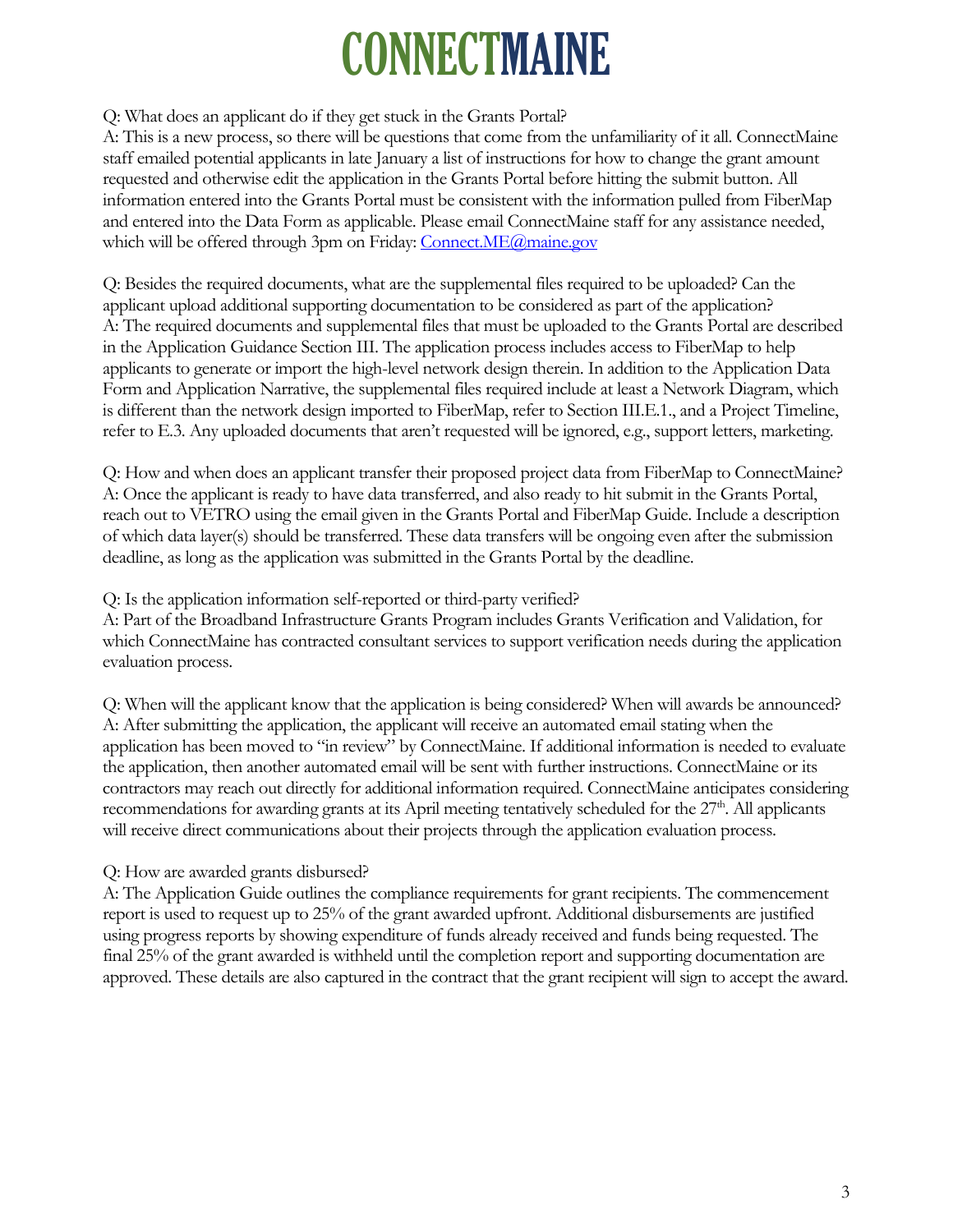# CONNECTMAINE

Q: What does an applicant do if they get stuck in the Grants Portal?
A: This is a new process, so there will be questions that come from the unfamiliarity of it all. ConnectMaine staff emailed potential applicants in late January a list of instructions for how to change the grant amount requested and otherwise edit the application in the Grants Portal before hitting the submit button. All information entered into the Grants Portal must be consistent with the information pulled from FiberMap and entered into the Data Form as applicable. Please email ConnectMaine staff for any assistance needed, which will be offered through 3pm on Friday: Connect.ME@maine.gov

Q: Besides the required documents, what are the supplemental files required to be uploaded? Can the applicant upload additional supporting documentation to be considered as part of the application?
A: The required documents and supplemental files that must be uploaded to the Grants Portal are described in the Application Guidance Section III. The application process includes access to FiberMap to help applicants to generate or import the high-level network design therein. In addition to the Application Data Form and Application Narrative, the supplemental files required include at least a Network Diagram, which is different than the network design imported to FiberMap, refer to Section III.E.1., and a Project Timeline, refer to E.3. Any uploaded documents that aren't requested will be ignored, e.g., support letters, marketing.

Q: How and when does an applicant transfer their proposed project data from FiberMap to ConnectMaine?
A: Once the applicant is ready to have data transferred, and also ready to hit submit in the Grants Portal, reach out to VETRO using the email given in the Grants Portal and FiberMap Guide. Include a description of which data layer(s) should be transferred. These data transfers will be ongoing even after the submission deadline, as long as the application was submitted in the Grants Portal by the deadline.

Q: Is the application information self-reported or third-party verified?
A: Part of the Broadband Infrastructure Grants Program includes Grants Verification and Validation, for which ConnectMaine has contracted consultant services to support verification needs during the application evaluation process.

Q: When will the applicant know that the application is being considered? When will awards be announced?
A: After submitting the application, the applicant will receive an automated email stating when the application has been moved to "in review" by ConnectMaine. If additional information is needed to evaluate the application, then another automated email will be sent with further instructions. ConnectMaine or its contractors may reach out directly for additional information required. ConnectMaine anticipates considering recommendations for awarding grants at its April meeting tentatively scheduled for the 27th. All applicants will receive direct communications about their projects through the application evaluation process.

Q: How are awarded grants disbursed?
A: The Application Guide outlines the compliance requirements for grant recipients. The commencement report is used to request up to 25% of the grant awarded upfront. Additional disbursements are justified using progress reports by showing expenditure of funds already received and funds being requested. The final 25% of the grant awarded is withheld until the completion report and supporting documentation are approved. These details are also captured in the contract that the grant recipient will sign to accept the award.